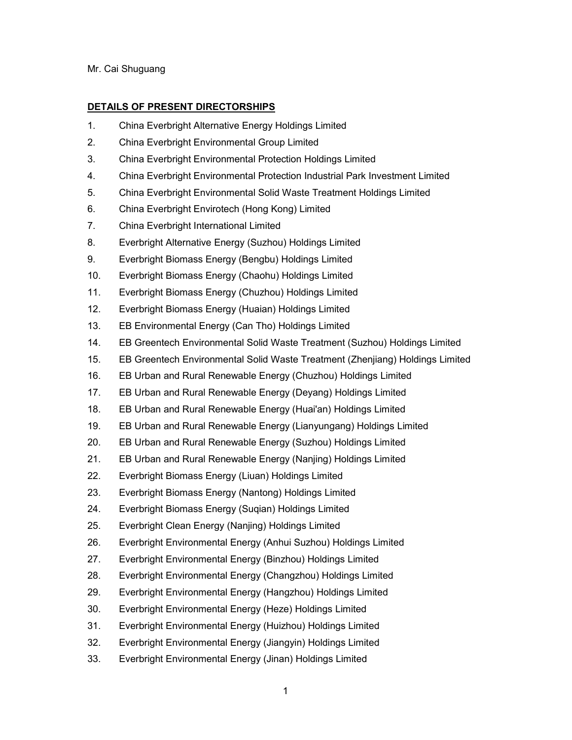Mr. Cai Shuguang

**DETAILS OF PRESENT DIRECTORSHIPS**

1. China Everbright Alternative Energy Holdings Limited
2. China Everbright Environmental Group Limited
3. China Everbright Environmental Protection Holdings Limited
4. China Everbright Environmental Protection Industrial Park Investment Limited
5. China Everbright Environmental Solid Waste Treatment Holdings Limited
6. China Everbright Envirotech (Hong Kong) Limited
7. China Everbright International Limited
8. Everbright Alternative Energy (Suzhou) Holdings Limited
9. Everbright Biomass Energy (Bengbu) Holdings Limited
10. Everbright Biomass Energy (Chaohu) Holdings Limited
11. Everbright Biomass Energy (Chuzhou) Holdings Limited
12. Everbright Biomass Energy (Huaian) Holdings Limited
13. EB Environmental Energy (Can Tho) Holdings Limited
14. EB Greentech Environmental Solid Waste Treatment (Suzhou) Holdings Limited
15. EB Greentech Environmental Solid Waste Treatment (Zhenjiang) Holdings Limited
16. EB Urban and Rural Renewable Energy (Chuzhou) Holdings Limited
17. EB Urban and Rural Renewable Energy (Deyang) Holdings Limited
18. EB Urban and Rural Renewable Energy (Huai'an) Holdings Limited
19. EB Urban and Rural Renewable Energy (Lianyungang) Holdings Limited
20. EB Urban and Rural Renewable Energy (Suzhou) Holdings Limited
21. EB Urban and Rural Renewable Energy (Nanjing) Holdings Limited
22. Everbright Biomass Energy (Liuan) Holdings Limited
23. Everbright Biomass Energy (Nantong) Holdings Limited
24. Everbright Biomass Energy (Suqian) Holdings Limited
25. Everbright Clean Energy (Nanjing) Holdings Limited
26. Everbright Environmental Energy (Anhui Suzhou) Holdings Limited
27. Everbright Environmental Energy (Binzhou) Holdings Limited
28. Everbright Environmental Energy (Changzhou) Holdings Limited
29. Everbright Environmental Energy (Hangzhou) Holdings Limited
30. Everbright Environmental Energy (Heze) Holdings Limited
31. Everbright Environmental Energy (Huizhou) Holdings Limited
32. Everbright Environmental Energy (Jiangyin) Holdings Limited
33. Everbright Environmental Energy (Jinan) Holdings Limited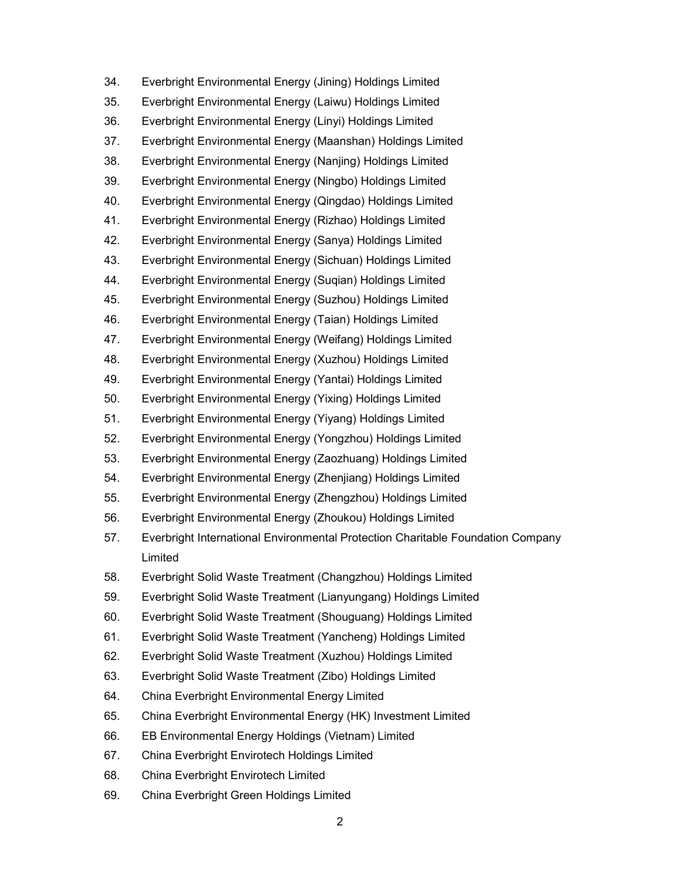34. Everbright Environmental Energy (Jining) Holdings Limited
35. Everbright Environmental Energy (Laiwu) Holdings Limited
36. Everbright Environmental Energy (Linyi) Holdings Limited
37. Everbright Environmental Energy (Maanshan) Holdings Limited
38. Everbright Environmental Energy (Nanjing) Holdings Limited
39. Everbright Environmental Energy (Ningbo) Holdings Limited
40. Everbright Environmental Energy (Qingdao) Holdings Limited
41. Everbright Environmental Energy (Rizhao) Holdings Limited
42. Everbright Environmental Energy (Sanya) Holdings Limited
43. Everbright Environmental Energy (Sichuan) Holdings Limited
44. Everbright Environmental Energy (Suqian) Holdings Limited
45. Everbright Environmental Energy (Suzhou) Holdings Limited
46. Everbright Environmental Energy (Taian) Holdings Limited
47. Everbright Environmental Energy (Weifang) Holdings Limited
48. Everbright Environmental Energy (Xuzhou) Holdings Limited
49. Everbright Environmental Energy (Yantai) Holdings Limited
50. Everbright Environmental Energy (Yixing) Holdings Limited
51. Everbright Environmental Energy (Yiyang) Holdings Limited
52. Everbright Environmental Energy (Yongzhou) Holdings Limited
53. Everbright Environmental Energy (Zaozhuang) Holdings Limited
54. Everbright Environmental Energy (Zhenjiang) Holdings Limited
55. Everbright Environmental Energy (Zhengzhou) Holdings Limited
56. Everbright Environmental Energy (Zhoukou) Holdings Limited
57. Everbright International Environmental Protection Charitable Foundation Company Limited
58. Everbright Solid Waste Treatment (Changzhou) Holdings Limited
59. Everbright Solid Waste Treatment (Lianyungang) Holdings Limited
60. Everbright Solid Waste Treatment (Shouguang) Holdings Limited
61. Everbright Solid Waste Treatment (Yancheng) Holdings Limited
62. Everbright Solid Waste Treatment (Xuzhou) Holdings Limited
63. Everbright Solid Waste Treatment (Zibo) Holdings Limited
64. China Everbright Environmental Energy Limited
65. China Everbright Environmental Energy (HK) Investment Limited
66. EB Environmental Energy Holdings (Vietnam) Limited
67. China Everbright Envirotech Holdings Limited
68. China Everbright Envirotech Limited
69. China Everbright Green Holdings Limited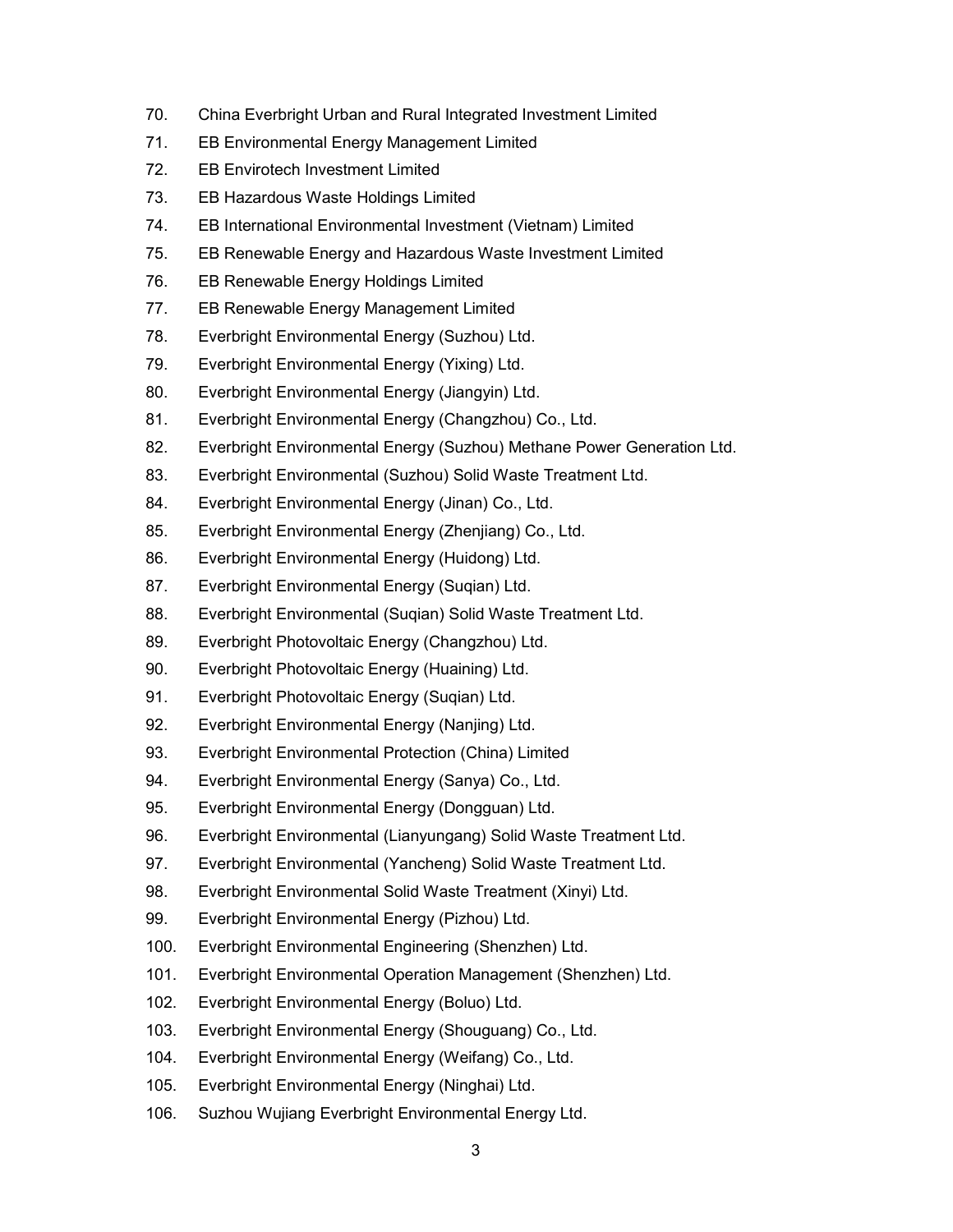70. China Everbright Urban and Rural Integrated Investment Limited
71. EB Environmental Energy Management Limited
72. EB Envirotech Investment Limited
73. EB Hazardous Waste Holdings Limited
74. EB International Environmental Investment (Vietnam) Limited
75. EB Renewable Energy and Hazardous Waste Investment Limited
76. EB Renewable Energy Holdings Limited
77. EB Renewable Energy Management Limited
78. Everbright Environmental Energy (Suzhou) Ltd.
79. Everbright Environmental Energy (Yixing) Ltd.
80. Everbright Environmental Energy (Jiangyin) Ltd.
81. Everbright Environmental Energy (Changzhou) Co., Ltd.
82. Everbright Environmental Energy (Suzhou) Methane Power Generation Ltd.
83. Everbright Environmental (Suzhou) Solid Waste Treatment Ltd.
84. Everbright Environmental Energy (Jinan) Co., Ltd.
85. Everbright Environmental Energy (Zhenjiang) Co., Ltd.
86. Everbright Environmental Energy (Huidong) Ltd.
87. Everbright Environmental Energy (Suqian) Ltd.
88. Everbright Environmental (Suqian) Solid Waste Treatment Ltd.
89. Everbright Photovoltaic Energy (Changzhou) Ltd.
90. Everbright Photovoltaic Energy (Huaining) Ltd.
91. Everbright Photovoltaic Energy (Suqian) Ltd.
92. Everbright Environmental Energy (Nanjing) Ltd.
93. Everbright Environmental Protection (China) Limited
94. Everbright Environmental Energy (Sanya) Co., Ltd.
95. Everbright Environmental Energy (Dongguan) Ltd.
96. Everbright Environmental (Lianyungang) Solid Waste Treatment Ltd.
97. Everbright Environmental (Yancheng) Solid Waste Treatment Ltd.
98. Everbright Environmental Solid Waste Treatment (Xinyi) Ltd.
99. Everbright Environmental Energy (Pizhou) Ltd.
100. Everbright Environmental Engineering (Shenzhen) Ltd.
101. Everbright Environmental Operation Management (Shenzhen) Ltd.
102. Everbright Environmental Energy (Boluo) Ltd.
103. Everbright Environmental Energy (Shouguang) Co., Ltd.
104. Everbright Environmental Energy (Weifang) Co., Ltd.
105. Everbright Environmental Energy (Ninghai) Ltd.
106. Suzhou Wujiang Everbright Environmental Energy Ltd.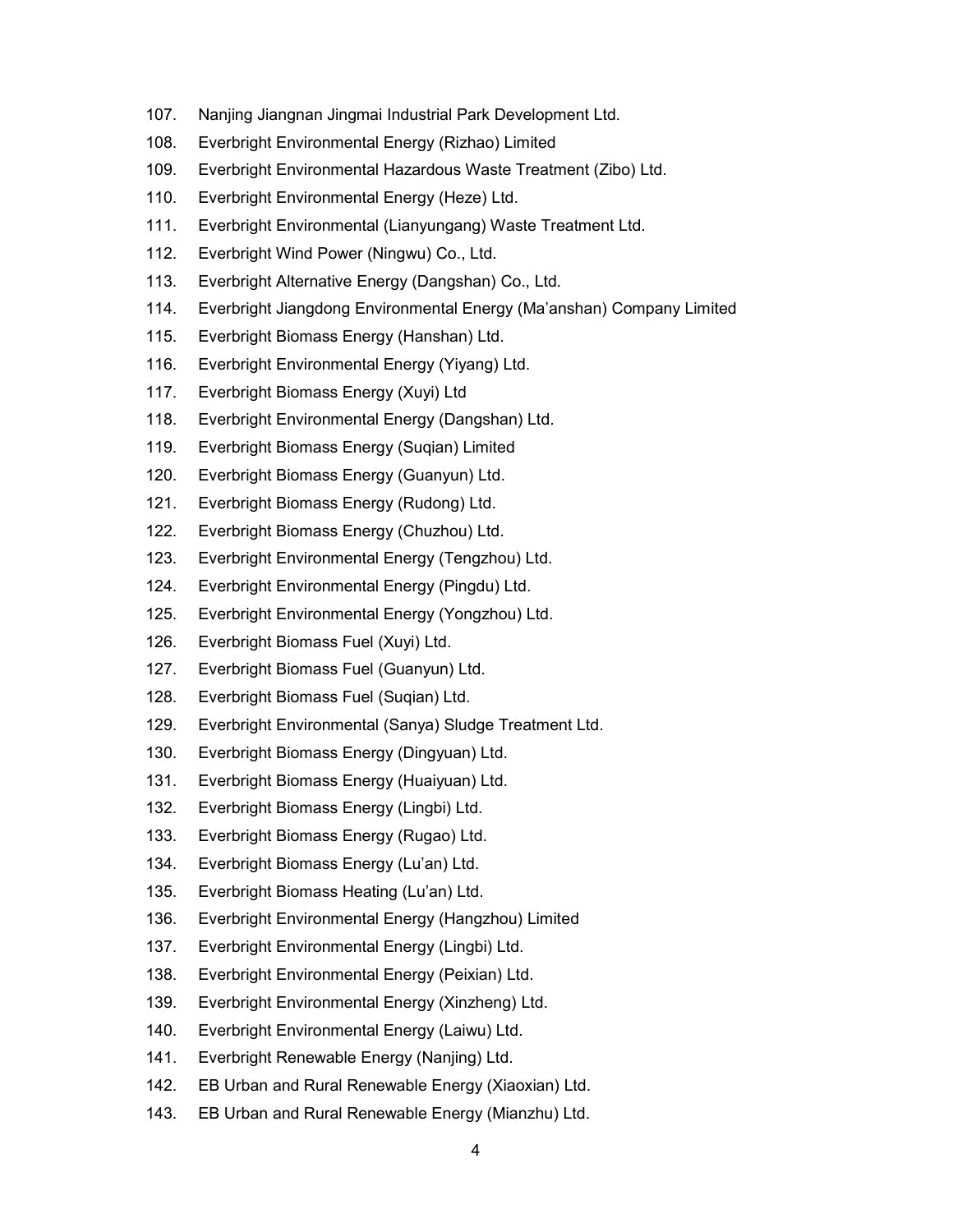107. Nanjing Jiangnan Jingmai Industrial Park Development Ltd.
108. Everbright Environmental Energy (Rizhao) Limited
109. Everbright Environmental Hazardous Waste Treatment (Zibo) Ltd.
110. Everbright Environmental Energy (Heze) Ltd.
111. Everbright Environmental (Lianyungang) Waste Treatment Ltd.
112. Everbright Wind Power (Ningwu) Co., Ltd.
113. Everbright Alternative Energy (Dangshan) Co., Ltd.
114. Everbright Jiangdong Environmental Energy (Ma'anshan) Company Limited
115. Everbright Biomass Energy (Hanshan) Ltd.
116. Everbright Environmental Energy (Yiyang) Ltd.
117. Everbright Biomass Energy (Xuyi) Ltd
118. Everbright Environmental Energy (Dangshan) Ltd.
119. Everbright Biomass Energy (Suqian) Limited
120. Everbright Biomass Energy (Guanyun) Ltd.
121. Everbright Biomass Energy (Rudong) Ltd.
122. Everbright Biomass Energy (Chuzhou) Ltd.
123. Everbright Environmental Energy (Tengzhou) Ltd.
124. Everbright Environmental Energy (Pingdu) Ltd.
125. Everbright Environmental Energy (Yongzhou) Ltd.
126. Everbright Biomass Fuel (Xuyi) Ltd.
127. Everbright Biomass Fuel (Guanyun) Ltd.
128. Everbright Biomass Fuel (Suqian) Ltd.
129. Everbright Environmental (Sanya) Sludge Treatment Ltd.
130. Everbright Biomass Energy (Dingyuan) Ltd.
131. Everbright Biomass Energy (Huaiyuan) Ltd.
132. Everbright Biomass Energy (Lingbi) Ltd.
133. Everbright Biomass Energy (Rugao) Ltd.
134. Everbright Biomass Energy (Lu'an) Ltd.
135. Everbright Biomass Heating (Lu'an) Ltd.
136. Everbright Environmental Energy (Hangzhou) Limited
137. Everbright Environmental Energy (Lingbi) Ltd.
138. Everbright Environmental Energy (Peixian) Ltd.
139. Everbright Environmental Energy (Xinzheng) Ltd.
140. Everbright Environmental Energy (Laiwu) Ltd.
141. Everbright Renewable Energy (Nanjing) Ltd.
142. EB Urban and Rural Renewable Energy (Xiaoxian) Ltd.
143. EB Urban and Rural Renewable Energy (Mianzhu) Ltd.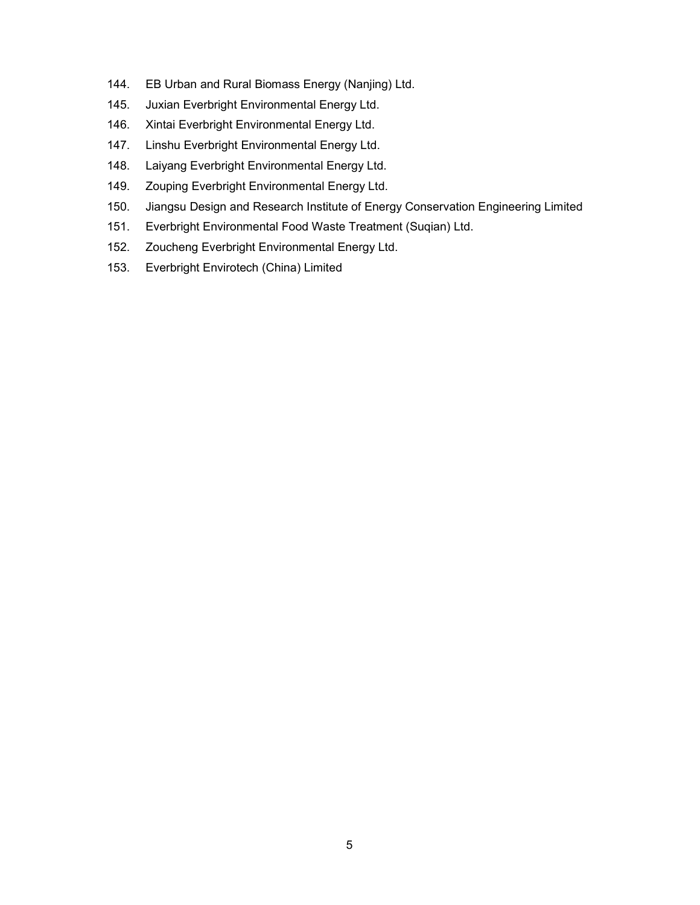144. EB Urban and Rural Biomass Energy (Nanjing) Ltd.
145. Juxian Everbright Environmental Energy Ltd.
146. Xintai Everbright Environmental Energy Ltd.
147. Linshu Everbright Environmental Energy Ltd.
148. Laiyang Everbright Environmental Energy Ltd.
149. Zouping Everbright Environmental Energy Ltd.
150. Jiangsu Design and Research Institute of Energy Conservation Engineering Limited
151. Everbright Environmental Food Waste Treatment (Suqian) Ltd.
152. Zoucheng Everbright Environmental Energy Ltd.
153. Everbright Envirotech (China) Limited